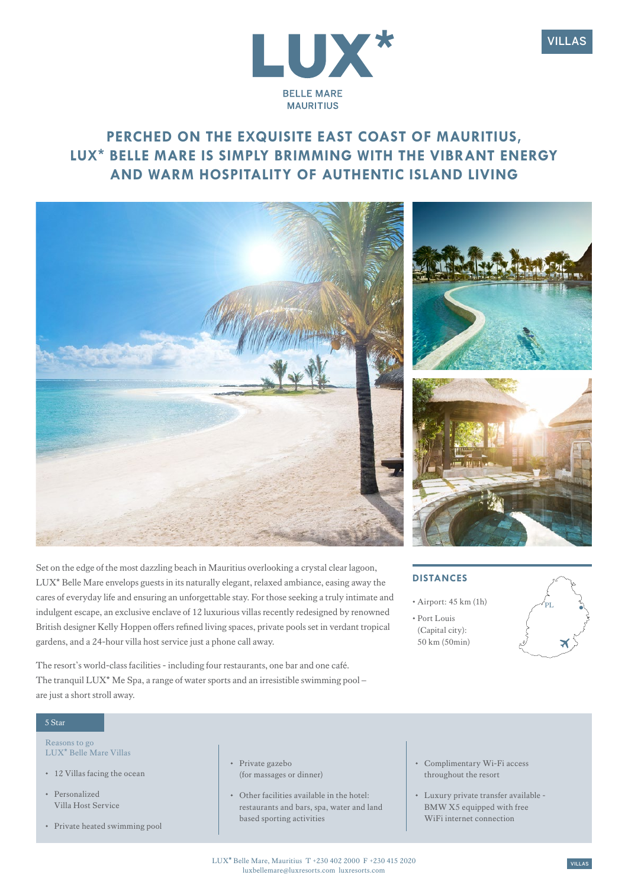VILLAS

# LUX*

BELLE MARE
MAURITIUS

## PERCHED ON THE EXQUISITE EAST COAST OF MAURITIUS, LUX* BELLE MARE IS SIMPLY BRIMMING WITH THE VIBRANT ENERGY AND WARM HOSPITALITY OF AUTHENTIC ISLAND LIVING

Set on the edge of the most dazzling beach in Mauritius overlooking a crystal clear lagoon, LUX* Belle Mare envelops guests in its naturally elegant, relaxed ambiance, easing away the cares of everyday life and ensuring an unforgettable stay. For those seeking a truly intimate and indulgent escape, an exclusive enclave of 12 luxurious villas recently redesigned by renowned British designer Kelly Hoppen offers refined living spaces, private pools set in verdant tropical gardens, and a 24-hour villa host service just a phone call away.

The resort's world-class facilities - including four restaurants, one bar and one café. The tranquil LUX* Me Spa, a range of water sports and an irresistible swimming pool – are just a short stroll away.

### DISTANCES

- Airport: 45 km (1h)
- Port Louis (Capital city): 50 km (50min)

PL

5 Star

Reasons to go
LUX* Belle Mare Villas

- 12 Villas facing the ocean
- Personalized Villa Host Service
- Private heated swimming pool
- Private gazebo (for massages or dinner)
- Other facilities available in the hotel: restaurants and bars, spa, water and land based sporting activities
- Complimentary Wi-Fi access throughout the resort
- Luxury private transfer available - BMW X5 equipped with free WiFi internet connection

LUX* Belle Mare, Mauritius T +230 402 2000 F +230 415 2020
luxbellemare@luxresorts.com luxresorts.com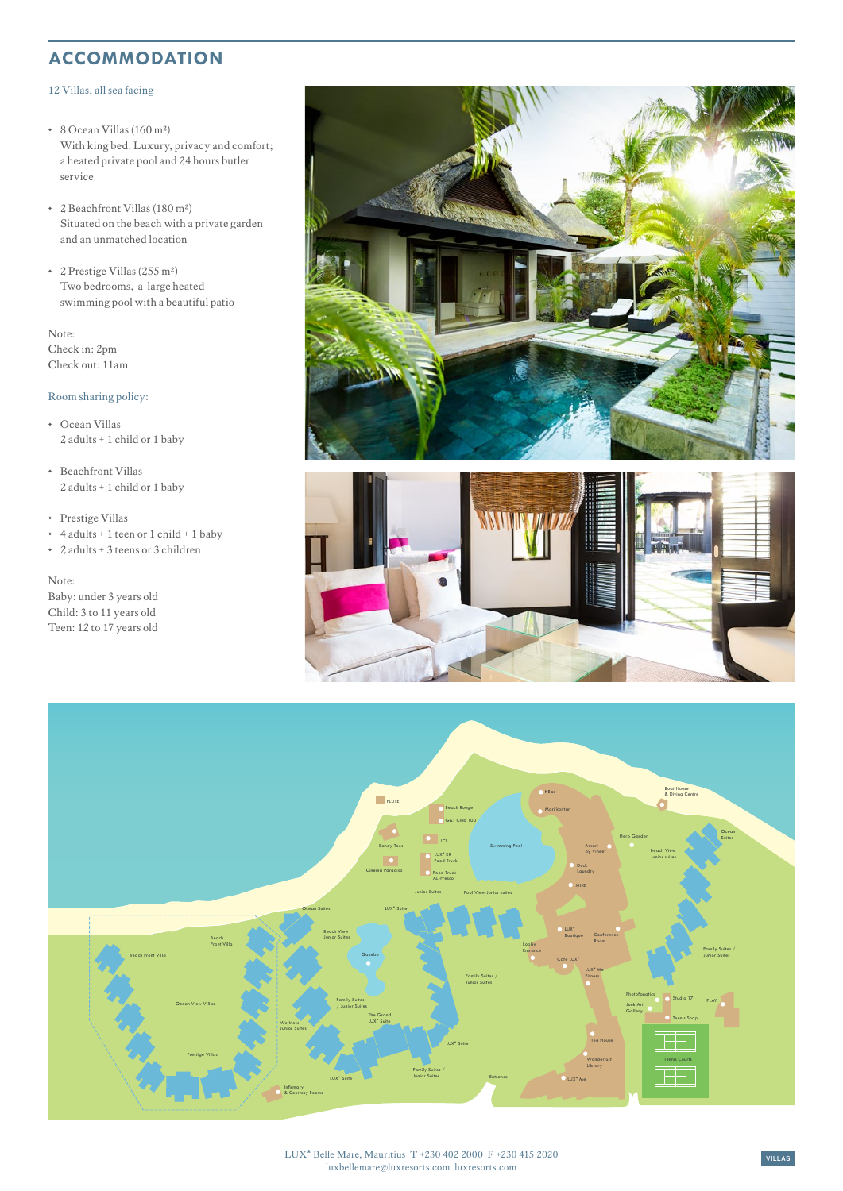# ACCOMMODATION

12 Villas, all sea facing

- 8 Ocean Villas (160 m²)
  With king bed. Luxury, privacy and comfort; a heated private pool and 24 hours butler service

- 2 Beachfront Villas (180 m²)
  Situated on the beach with a private garden and an unmatched location

- 2 Prestige Villas (255 m²)
  Two bedrooms, a large heated swimming pool with a beautiful patio

Note:
Check in: 2pm
Check out: 11am

Room sharing policy:

- Ocean Villas
  2 adults + 1 child or 1 baby

- Beachfront Villas
  2 adults + 1 child or 1 baby

- Prestige Villas
- 4 adults + 1 teen or 1 child + 1 baby
- 2 adults + 3 teens or 3 children

Note:
Baby: under 3 years old
Child: 3 to 11 years old
Teen: 12 to 17 years old

LUX* Belle Mare, Mauritius T +230 402 2000 F +230 415 2020
luxbellemare@luxresorts.com luxresorts.com

VILLAS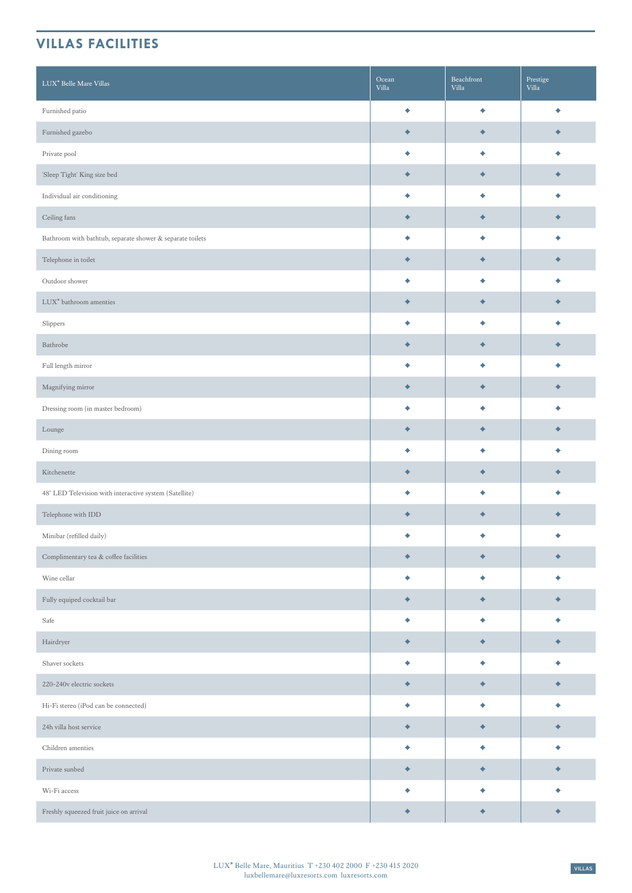## VILLAS FACILITIES

| LUX* Belle Mare Villas | Ocean Villa | Beachfront Villa | Prestige Villa |
|---|---|---|---|
| Furnished patio | ◆ | ◆ | ◆ |
| Furnished gazebo | ◆ | ◆ | ◆ |
| Private pool | ◆ | ◆ | ◆ |
| 'Sleep Tight' King size bed | ◆ | ◆ | ◆ |
| Individual air conditioning | ◆ | ◆ | ◆ |
| Ceiling fans | ◆ | ◆ | ◆ |
| Bathroom with bathtub, separate shower & separate toilets | ◆ | ◆ | ◆ |
| Telephone in toilet | ◆ | ◆ | ◆ |
| Outdoor shower | ◆ | ◆ | ◆ |
| LUX* bathroom amenties | ◆ | ◆ | ◆ |
| Slippers | ◆ | ◆ | ◆ |
| Bathrobe | ◆ | ◆ | ◆ |
| Full length mirror | ◆ | ◆ | ◆ |
| Magnifying mirror | ◆ | ◆ | ◆ |
| Dressing room (in master bedroom) | ◆ | ◆ | ◆ |
| Lounge | ◆ | ◆ | ◆ |
| Dining room | ◆ | ◆ | ◆ |
| Kitchenette | ◆ | ◆ | ◆ |
| 48" LED Television with interactive system (Satellite) | ◆ | ◆ | ◆ |
| Telephone with IDD | ◆ | ◆ | ◆ |
| Minibar (refilled daily) | ◆ | ◆ | ◆ |
| Complimentary tea & coffee facilities | ◆ | ◆ | ◆ |
| Wine cellar | ◆ | ◆ | ◆ |
| Fully equiped cocktail bar | ◆ | ◆ | ◆ |
| Safe | ◆ | ◆ | ◆ |
| Hairdryer | ◆ | ◆ | ◆ |
| Shaver sockets | ◆ | ◆ | ◆ |
| 220-240v electric sockets | ◆ | ◆ | ◆ |
| Hi-Fi stereo (iPod can be connected) | ◆ | ◆ | ◆ |
| 24h villa host service | ◆ | ◆ | ◆ |
| Children amenties | ◆ | ◆ | ◆ |
| Private sunbed | ◆ | ◆ | ◆ |
| Wi-Fi access | ◆ | ◆ | ◆ |
| Freshly squeezed fruit juice on arrival | ◆ | ◆ | ◆ |

LUX* Belle Mare, Mauritius T +230 402 2000 F +230 415 2020
luxbellemare@luxresorts.com luxresorts.com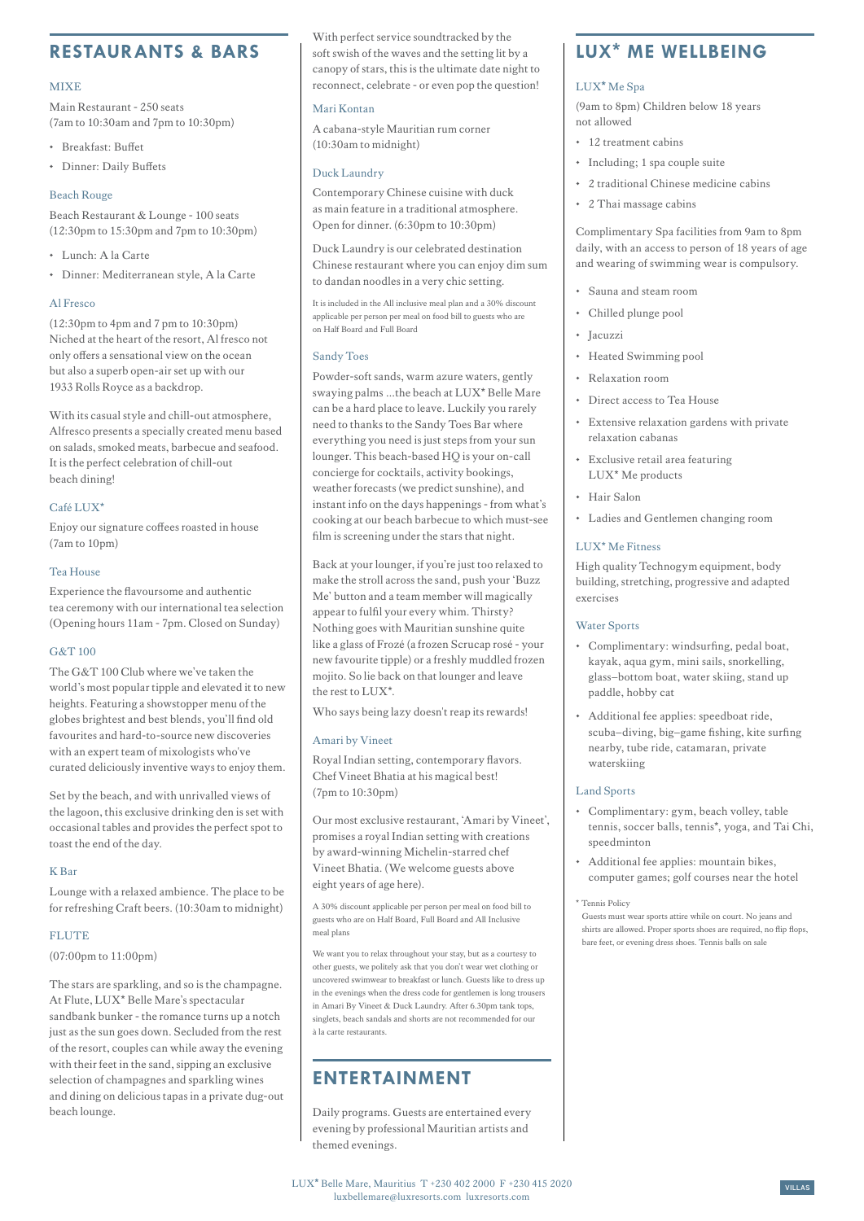## RESTAURANTS & BARS

### MIXE

Main Restaurant - 250 seats
(7am to 10:30am and 7pm to 10:30pm)

- Breakfast: Buffet
- Dinner: Daily Buffets

### Beach Rouge

Beach Restaurant & Lounge - 100 seats
(12:30pm to 15:30pm and 7pm to 10:30pm)

- Lunch: A la Carte
- Dinner: Mediterranean style, A la Carte

### Al Fresco

(12:30pm to 4pm and 7 pm to 10:30pm)
Niched at the heart of the resort, Al fresco not only offers a sensational view on the ocean but also a superb open-air set up with our 1933 Rolls Royce as a backdrop.

With its casual style and chill-out atmosphere, Alfresco presents a specially created menu based on salads, smoked meats, barbecue and seafood. It is the perfect celebration of chill-out beach dining!

### Café LUX*

Enjoy our signature coffees roasted in house (7am to 10pm)

### Tea House

Experience the flavoursome and authentic tea ceremony with our international tea selection (Opening hours 11am - 7pm. Closed on Sunday)

### G&T 100

The G&T 100 Club where we've taken the world's most popular tipple and elevated it to new heights. Featuring a showstopper menu of the globes brightest and best blends, you'll find old favourites and hard-to-source new discoveries with an expert team of mixologists who've curated deliciously inventive ways to enjoy them.

Set by the beach, and with unrivalled views of the lagoon, this exclusive drinking den is set with occasional tables and provides the perfect spot to toast the end of the day.

### K Bar

Lounge with a relaxed ambience. The place to be for refreshing Craft beers. (10:30am to midnight)

### FLUTE

(07:00pm to 11:00pm)

The stars are sparkling, and so is the champagne. At Flute, LUX* Belle Mare's spectacular sandbank bunker - the romance turns up a notch just as the sun goes down. Secluded from the rest of the resort, couples can while away the evening with their feet in the sand, sipping an exclusive selection of champagnes and sparkling wines and dining on delicious tapas in a private dug-out beach lounge.

With perfect service soundtracked by the soft swish of the waves and the setting lit by a canopy of stars, this is the ultimate date night to reconnect, celebrate - or even pop the question!

### Mari Kontan

A cabana-style Mauritian rum corner (10:30am to midnight)

### Duck Laundry

Contemporary Chinese cuisine with duck as main feature in a traditional atmosphere. Open for dinner. (6:30pm to 10:30pm)

Duck Laundry is our celebrated destination Chinese restaurant where you can enjoy dim sum to dandan noodles in a very chic setting.

It is included in the All inclusive meal plan and a 30% discount applicable per person per meal on food bill to guests who are on Half Board and Full Board

### Sandy Toes

Powder-soft sands, warm azure waters, gently swaying palms ...the beach at LUX* Belle Mare can be a hard place to leave. Luckily you rarely need to thanks to the Sandy Toes Bar where everything you need is just steps from your sun lounger. This beach-based HQ is your on-call concierge for cocktails, activity bookings, weather forecasts (we predict sunshine), and instant info on the days happenings - from what's cooking at our beach barbecue to which must-see film is screening under the stars that night.

Back at your lounger, if you're just too relaxed to make the stroll across the sand, push your 'Buzz Me' button and a team member will magically appear to fulfil your every whim. Thirsty? Nothing goes with Mauritian sunshine quite like a glass of Frozé (a frozen Scrucap rosé - your new favourite tipple) or a freshly muddled frozen mojito. So lie back on that lounger and leave the rest to LUX*.

Who says being lazy doesn't reap its rewards!

### Amari by Vineet

Royal Indian setting, contemporary flavors. Chef Vineet Bhatia at his magical best! (7pm to 10:30pm)

Our most exclusive restaurant, 'Amari by Vineet', promises a royal Indian setting with creations by award-winning Michelin-starred chef Vineet Bhatia. (We welcome guests above eight years of age here).

A 30% discount applicable per person per meal on food bill to guests who are on Half Board, Full Board and All Inclusive meal plans

We want you to relax throughout your stay, but as a courtesy to other guests, we politely ask that you don't wear wet clothing or uncovered swimwear to breakfast or lunch. Guests like to dress up in the evenings when the dress code for gentlemen is long trousers in Amari By Vineet & Duck Laundry. After 6.30pm tank tops, singlets, beach sandals and shorts are not recommended for our à la carte restaurants.

## ENTERTAINMENT

Daily programs. Guests are entertained every evening by professional Mauritian artists and themed evenings.

## LUX* ME WELLBEING

### LUX* Me Spa

(9am to 8pm) Children below 18 years not allowed

- 12 treatment cabins
- Including; 1 spa couple suite
- 2 traditional Chinese medicine cabins
- 2 Thai massage cabins

Complimentary Spa facilities from 9am to 8pm daily, with an access to person of 18 years of age and wearing of swimming wear is compulsory.

- Sauna and steam room
- Chilled plunge pool
- Jacuzzi
- Heated Swimming pool
- Relaxation room
- Direct access to Tea House
- Extensive relaxation gardens with private relaxation cabanas
- Exclusive retail area featuring LUX* Me products
- Hair Salon
- Ladies and Gentlemen changing room

### LUX* Me Fitness

High quality Technogym equipment, body building, stretching, progressive and adapted exercises

### Water Sports

- Complimentary: windsurfing, pedal boat, kayak, aqua gym, mini sails, snorkelling, glass–bottom boat, water skiing, stand up paddle, hobby cat
- Additional fee applies: speedboat ride, scuba–diving, big–game fishing, kite surfing nearby, tube ride, catamaran, private waterskiing

### Land Sports

- Complimentary: gym, beach volley, table tennis, soccer balls, tennis*, yoga, and Tai Chi, speedminton
- Additional fee applies: mountain bikes, computer games; golf courses near the hotel

\* Tennis Policy
Guests must wear sports attire while on court. No jeans and shirts are allowed. Proper sports shoes are required, no flip flops, bare feet, or evening dress shoes. Tennis balls on sale

LUX* Belle Mare, Mauritius T +230 402 2000 F +230 415 2020
luxbellemare@luxresorts.com luxresorts.com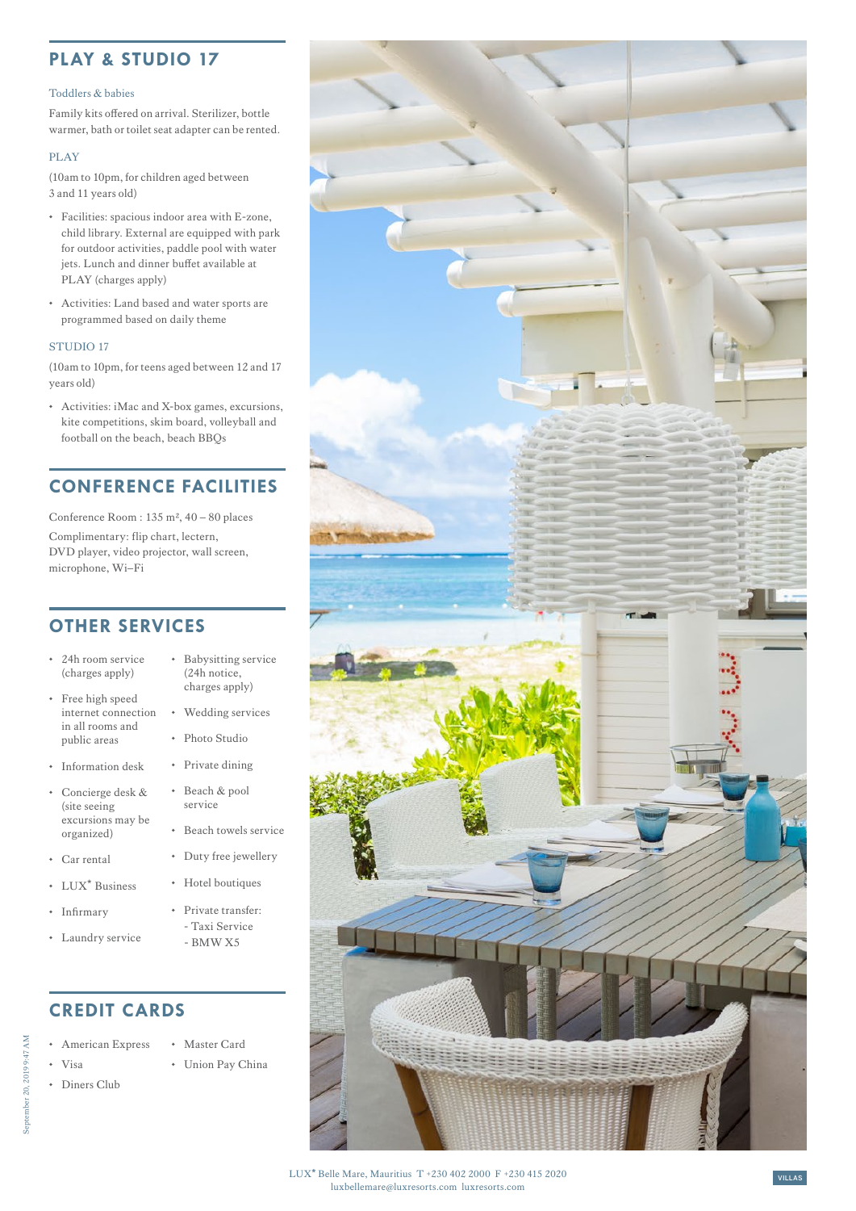## PLAY & STUDIO 17

### Toddlers & babies

Family kits offered on arrival. Sterilizer, bottle warmer, bath or toilet seat adapter can be rented.

### PLAY

(10am to 10pm, for children aged between 3 and 11 years old)

- Facilities: spacious indoor area with E-zone, child library. External are equipped with park for outdoor activities, paddle pool with water jets. Lunch and dinner buffet available at PLAY (charges apply)
- Activities: Land based and water sports are programmed based on daily theme

### STUDIO 17

(10am to 10pm, for teens aged between 12 and 17 years old)

- Activities: iMac and X-box games, excursions, kite competitions, skim board, volleyball and football on the beach, beach BBQs

## CONFERENCE FACILITIES

Conference Room : 135 m², 40 – 80 places

Complimentary: flip chart, lectern, DVD player, video projector, wall screen, microphone, Wi–Fi

## OTHER SERVICES

- 24h room service (charges apply)
- Free high speed internet connection in all rooms and public areas
- Information desk
- Concierge desk & (site seeing excursions may be organized)
- Car rental
- LUX* Business
- Infirmary
- Laundry service
- Babysitting service (24h notice, charges apply)
- Wedding services
- Photo Studio
- Private dining
- Beach & pool service
- Beach towels service
- Duty free jewellery
- Hotel boutiques
- Private transfer:
  - Taxi Service
  - BMW X5

## CREDIT CARDS

- American Express
- Visa
- Diners Club
- Master Card
- Union Pay China

LUX* Belle Mare, Mauritius T +230 402 2000 F +230 415 2020
luxbellemare@luxresorts.com luxresorts.com